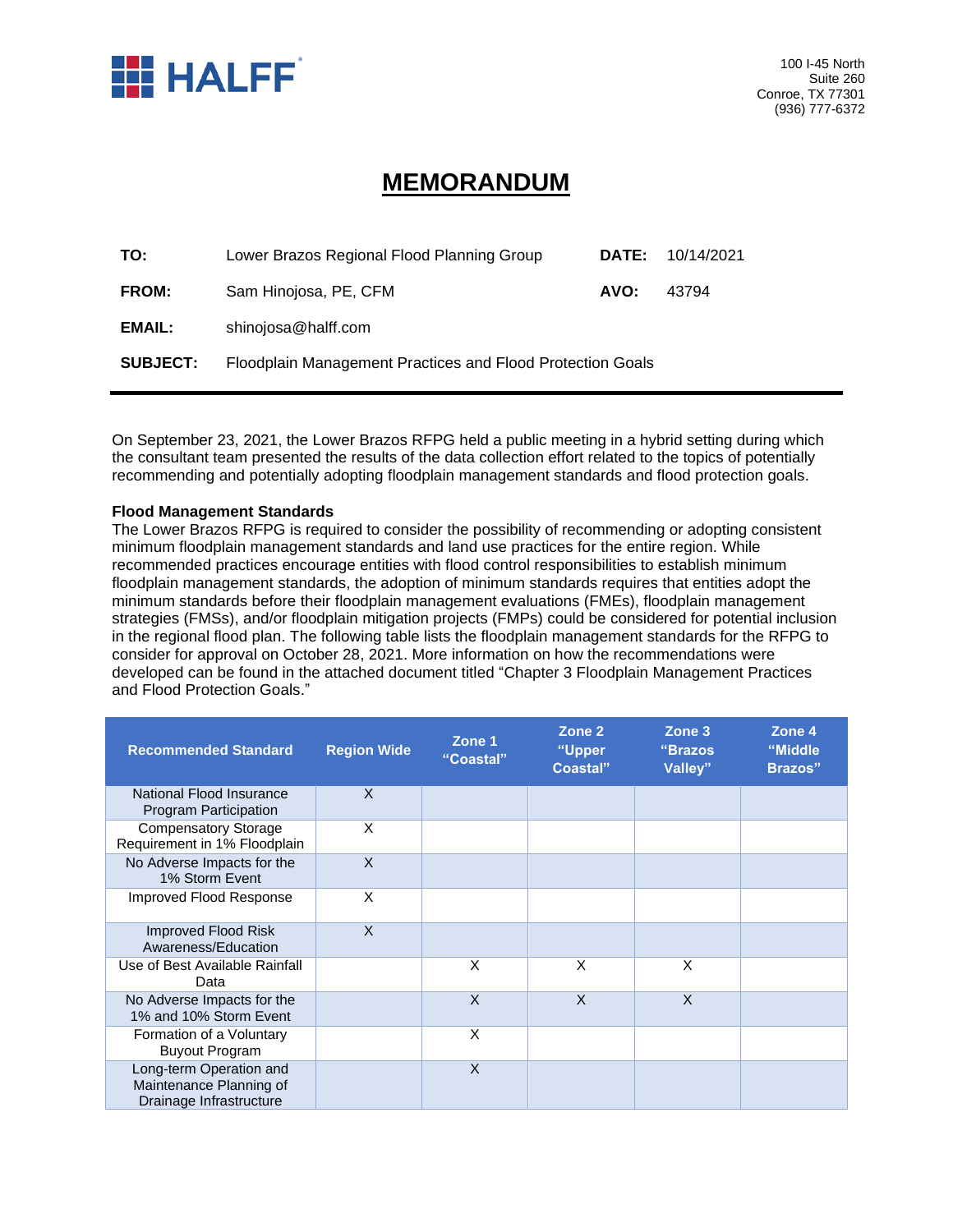HALFF

100 I-45 North
Suite 260
Conroe, TX 77301
(936) 777-6372

# MEMORANDUM

| | | | |
|---|---|---|---|
| **TO:** | Lower Brazos Regional Flood Planning Group | **DATE:** | 10/14/2021 |
| **FROM:** | Sam Hinojosa, PE, CFM | **AVO:** | 43794 |
| **EMAIL:** | shinojosa@halff.com | | |
| **SUBJECT:** | Floodplain Management Practices and Flood Protection Goals | | |

On September 23, 2021, the Lower Brazos RFPG held a public meeting in a hybrid setting during which the consultant team presented the results of the data collection effort related to the topics of potentially recommending and potentially adopting floodplain management standards and flood protection goals.

**Flood Management Standards**

The Lower Brazos RFPG is required to consider the possibility of recommending or adopting consistent minimum floodplain management standards and land use practices for the entire region. While recommended practices encourage entities with flood control responsibilities to establish minimum floodplain management standards, the adoption of minimum standards requires that entities adopt the minimum standards before their floodplain management evaluations (FMEs), floodplain management strategies (FMSs), and/or floodplain mitigation projects (FMPs) could be considered for potential inclusion in the regional flood plan. The following table lists the floodplain management standards for the RFPG to consider for approval on October 28, 2021. More information on how the recommendations were developed can be found in the attached document titled "Chapter 3 Floodplain Management Practices and Flood Protection Goals."

| Recommended Standard | Region Wide | Zone 1 "Coastal" | Zone 2 "Upper Coastal" | Zone 3 "Brazos Valley" | Zone 4 "Middle Brazos" |
|---|---|---|---|---|---|
| National Flood Insurance Program Participation | X | | | | |
| Compensatory Storage Requirement in 1% Floodplain | X | | | | |
| No Adverse Impacts for the 1% Storm Event | X | | | | |
| Improved Flood Response | X | | | | |
| Improved Flood Risk Awareness/Education | X | | | | |
| Use of Best Available Rainfall Data | | X | X | X | |
| No Adverse Impacts for the 1% and 10% Storm Event | | X | X | X | |
| Formation of a Voluntary Buyout Program | | X | | | |
| Long-term Operation and Maintenance Planning of Drainage Infrastructure | | X | | | |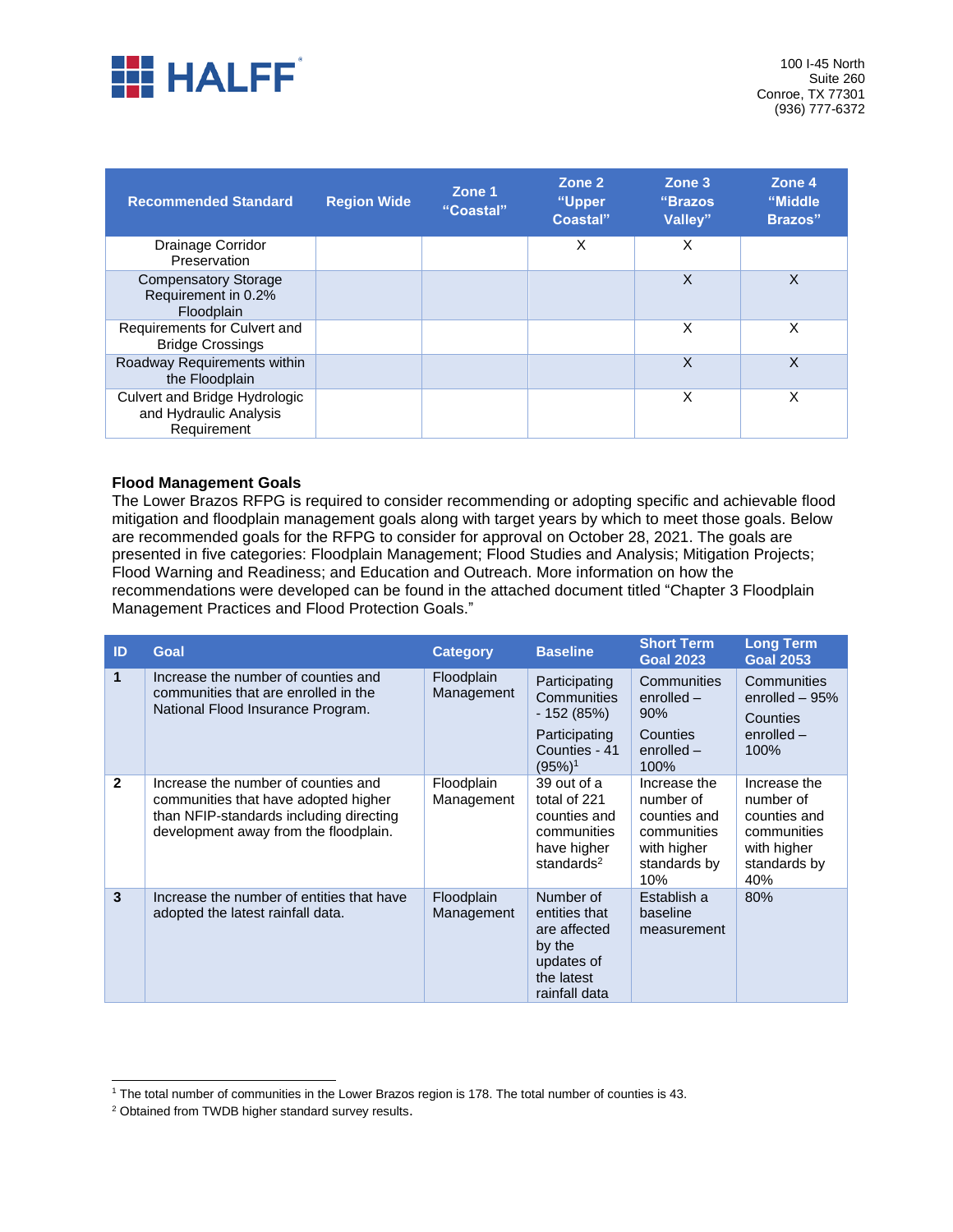| Recommended Standard | Region Wide | Zone 1 "Coastal" | Zone 2 "Upper Coastal" | Zone 3 "Brazos Valley" | Zone 4 "Middle Brazos" |
|---|---|---|---|---|---|
| Drainage Corridor Preservation | | | X | X | |
| Compensatory Storage Requirement in 0.2% Floodplain | | | | X | X |
| Requirements for Culvert and Bridge Crossings | | | | X | X |
| Roadway Requirements within the Floodplain | | | | X | X |
| Culvert and Bridge Hydrologic and Hydraulic Analysis Requirement | | | | X | X |

**Flood Management Goals**

The Lower Brazos RFPG is required to consider recommending or adopting specific and achievable flood mitigation and floodplain management goals along with target years by which to meet those goals. Below are recommended goals for the RFPG to consider for approval on October 28, 2021. The goals are presented in five categories: Floodplain Management; Flood Studies and Analysis; Mitigation Projects; Flood Warning and Readiness; and Education and Outreach. More information on how the recommendations were developed can be found in the attached document titled "Chapter 3 Floodplain Management Practices and Flood Protection Goals."

| ID | Goal | Category | Baseline | Short Term Goal 2023 | Long Term Goal 2053 |
|---|---|---|---|---|---|
| 1 | Increase the number of counties and communities that are enrolled in the National Flood Insurance Program. | Floodplain Management | Participating Communities - 152 (85%)<br>Participating Counties - 41 (95%)[1] | Communities enrolled – 90%<br>Counties enrolled – 100% | Communities enrolled – 95%<br>Counties enrolled – 100% |
| 2 | Increase the number of counties and communities that have adopted higher than NFIP-standards including directing development away from the floodplain. | Floodplain Management | 39 out of a total of 221 counties and communities have higher standards[2] | Increase the number of counties and communities with higher standards by 10% | Increase the number of counties and communities with higher standards by 40% |
| 3 | Increase the number of entities that have adopted the latest rainfall data. | Floodplain Management | Number of entities that are affected by the updates of the latest rainfall data | Establish a baseline measurement | 80% |

[1] The total number of communities in the Lower Brazos region is 178. The total number of counties is 43.

[2] Obtained from TWDB higher standard survey results.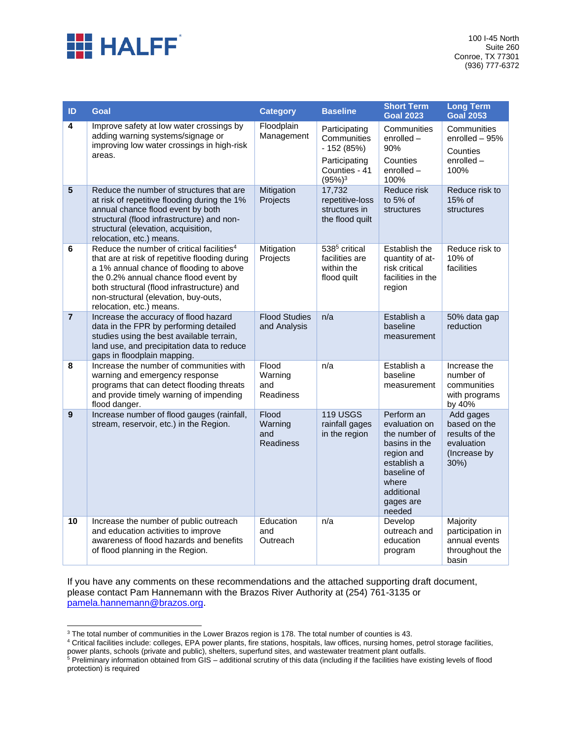| ID | Goal | Category | Baseline | Short Term Goal 2023 | Long Term Goal 2053 |
|---|---|---|---|---|---|
| 4 | Improve safety at low water crossings by adding warning systems/signage or improving low water crossings in high-risk areas. | Floodplain Management | Participating Communities - 152 (85%)<br>Participating Counties - 41 (95%)[3] | Communities enrolled – 90%<br>Counties enrolled – 100% | Communities enrolled – 95%<br>Counties enrolled – 100% |
| 5 | Reduce the number of structures that are at risk of repetitive flooding during the 1% annual chance flood event by both structural (flood infrastructure) and non-structural (elevation, acquisition, relocation, etc.) means. | Mitigation Projects | 17,732 repetitive-loss structures in the flood quilt | Reduce risk to 5% of structures | Reduce risk to 15% of structures |
| 6 | Reduce the number of critical facilities[4] that are at risk of repetitive flooding during a 1% annual chance of flooding to above the 0.2% annual chance flood event by both structural (flood infrastructure) and non-structural (elevation, buy-outs, relocation, etc.) means. | Mitigation Projects | 538[5] critical facilities are within the flood quilt | Establish the quantity of at-risk critical facilities in the region | Reduce risk to 10% of facilities |
| 7 | Increase the accuracy of flood hazard data in the FPR by performing detailed studies using the best available terrain, land use, and precipitation data to reduce gaps in floodplain mapping. | Flood Studies and Analysis | n/a | Establish a baseline measurement | 50% data gap reduction |
| 8 | Increase the number of communities with warning and emergency response programs that can detect flooding threats and provide timely warning of impending flood danger. | Flood Warning and Readiness | n/a | Establish a baseline measurement | Increase the number of communities with programs by 40% |
| 9 | Increase number of flood gauges (rainfall, stream, reservoir, etc.) in the Region. | Flood Warning and Readiness | 119 USGS rainfall gages in the region | Perform an evaluation on the number of basins in the region and establish a baseline of where additional gages are needed | Add gages based on the results of the evaluation (Increase by 30%) |
| 10 | Increase the number of public outreach and education activities to improve awareness of flood hazards and benefits of flood planning in the Region. | Education and Outreach | n/a | Develop outreach and education program | Majority participation in annual events throughout the basin |

If you have any comments on these recommendations and the attached supporting draft document, please contact Pam Hannemann with the Brazos River Authority at (254) 761-3135 or pamela.hannemann@brazos.org.

---

[3] The total number of communities in the Lower Brazos region is 178. The total number of counties is 43.

[4] Critical facilities include: colleges, EPA power plants, fire stations, hospitals, law offices, nursing homes, petrol storage facilities, power plants, schools (private and public), shelters, superfund sites, and wastewater treatment plant outfalls.

[5] Preliminary information obtained from GIS – additional scrutiny of this data (including if the facilities have existing levels of flood protection) is required